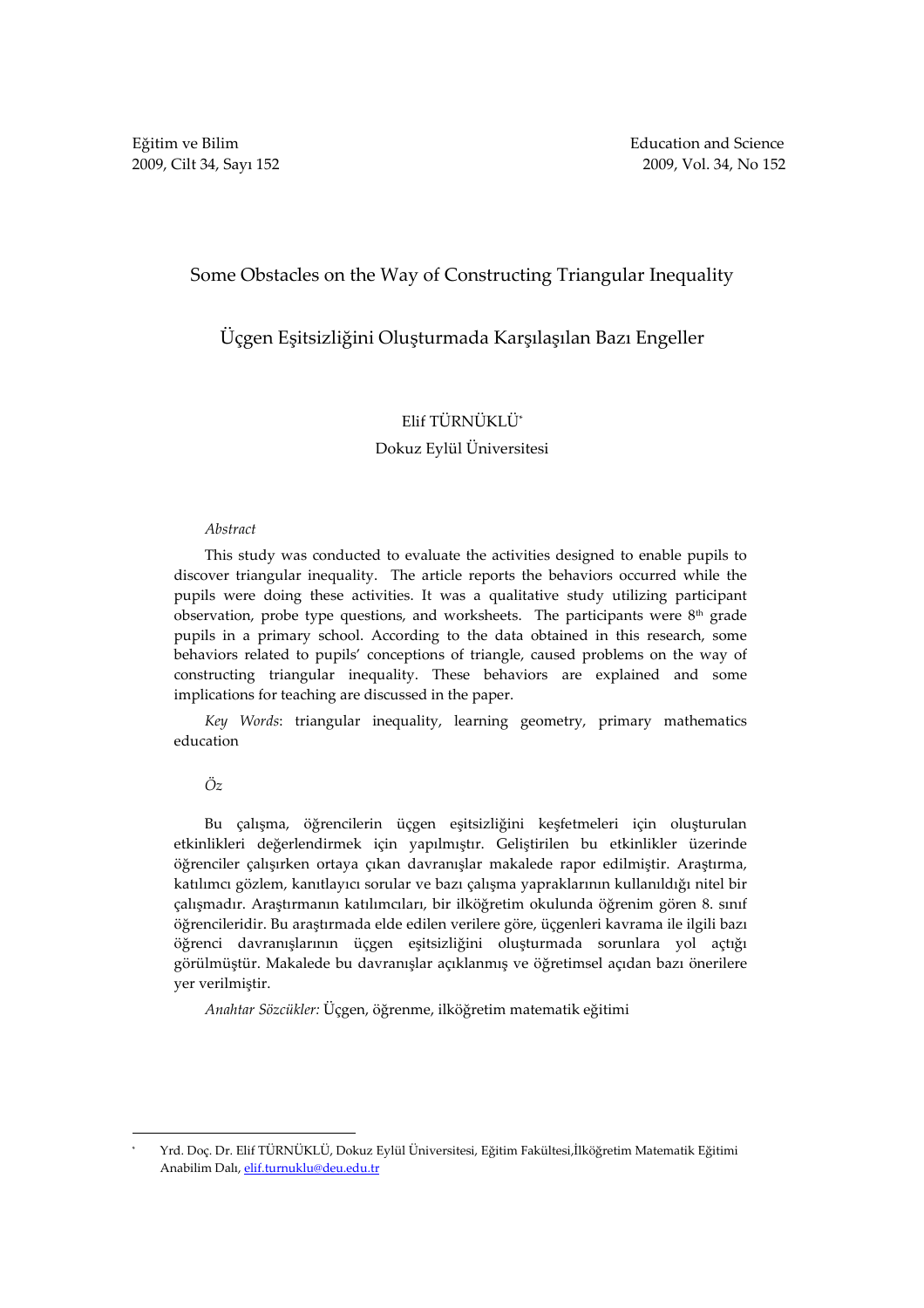# Some Obstacles on the Way of Constructing Triangular Inequality

# Üçgen Eşitsizliğini Oluşturmada Karşılaşılan Bazı Engeller

Elif TÜRNÜKLÜ*

Dokuz Eylül Üniversitesi

*Abstract*

This study was conducted to evaluate the activities designed to enable pupils to discover triangular inequality. The article reports the behaviors occurred while the pupils were doing these activities. It was a qualitative study utilizing participant observation, probe type questions, and worksheets. The participants were 8th grade pupils in a primary school. According to the data obtained in this research, some behaviors related to pupils' conceptions of triangle, caused problems on the way of constructing triangular inequality. These behaviors are explained and some implications for teaching are discussed in the paper.

*Key Words*: triangular inequality, learning geometry, primary mathematics education

*Öz*

Bu çalışma, öğrencilerin üçgen eşitsizliğini keşfetmeleri için oluşturulan etkinlikleri değerlendirmek için yapılmıştır. Geliştirilen bu etkinlikler üzerinde öğrenciler çalışırken ortaya çıkan davranışlar makalede rapor edilmiştir. Araştırma, katılımcı gözlem, kanıtlayıcı sorular ve bazı çalışma yapraklarının kullanıldığı nitel bir çalışmadır. Araştırmanın katılımcıları, bir ilköğretim okulunda öğrenim gören 8. sınıf öğrencileridir. Bu araştırmada elde edilen verilere göre, üçgenleri kavrama ile ilgili bazı öğrenci davranışlarının üçgen eşitsizliğini oluşturmada sorunlara yol açtığı görülmüştür. Makalede bu davranışlar açıklanmış ve öğretimsel açıdan bazı önerilere yer verilmiştir.

*Anahtar Sözcükler:* Üçgen, öğrenme, ilköğretim matematik eğitimi

---

* Yrd. Doç. Dr. Elif TÜRNÜKLÜ, Dokuz Eylül Üniversitesi, Eğitim Fakültesi,İlköğretim Matematik Eğitimi Anabilim Dalı, elif.turnuklu@deu.edu.tr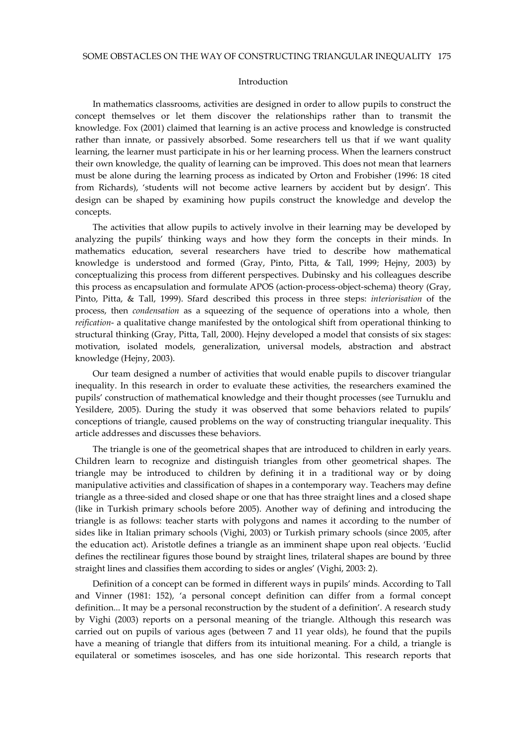## Introduction

In mathematics classrooms, activities are designed in order to allow pupils to construct the concept themselves or let them discover the relationships rather than to transmit the knowledge. Fox (2001) claimed that learning is an active process and knowledge is constructed rather than innate, or passively absorbed. Some researchers tell us that if we want quality learning, the learner must participate in his or her learning process. When the learners construct their own knowledge, the quality of learning can be improved. This does not mean that learners must be alone during the learning process as indicated by Orton and Frobisher (1996: 18 cited from Richards), 'students will not become active learners by accident but by design'. This design can be shaped by examining how pupils construct the knowledge and develop the concepts.

The activities that allow pupils to actively involve in their learning may be developed by analyzing the pupils' thinking ways and how they form the concepts in their minds. In mathematics education, several researchers have tried to describe how mathematical knowledge is understood and formed (Gray, Pinto, Pitta, & Tall, 1999; Hejny, 2003) by conceptualizing this process from different perspectives. Dubinsky and his colleagues describe this process as encapsulation and formulate APOS (action-process-object-schema) theory (Gray, Pinto, Pitta, & Tall, 1999). Sfard described this process in three steps: *interiorisation* of the process, then *condensation* as a squeezing of the sequence of operations into a whole, then *reification*- a qualitative change manifested by the ontological shift from operational thinking to structural thinking (Gray, Pitta, Tall, 2000). Hejny developed a model that consists of six stages: motivation, isolated models, generalization, universal models, abstraction and abstract knowledge (Hejny, 2003).

Our team designed a number of activities that would enable pupils to discover triangular inequality. In this research in order to evaluate these activities, the researchers examined the pupils' construction of mathematical knowledge and their thought processes (see Turnuklu and Yesildere, 2005). During the study it was observed that some behaviors related to pupils' conceptions of triangle, caused problems on the way of constructing triangular inequality. This article addresses and discusses these behaviors.

The triangle is one of the geometrical shapes that are introduced to children in early years. Children learn to recognize and distinguish triangles from other geometrical shapes. The triangle may be introduced to children by defining it in a traditional way or by doing manipulative activities and classification of shapes in a contemporary way. Teachers may define triangle as a three-sided and closed shape or one that has three straight lines and a closed shape (like in Turkish primary schools before 2005). Another way of defining and introducing the triangle is as follows: teacher starts with polygons and names it according to the number of sides like in Italian primary schools (Vighi, 2003) or Turkish primary schools (since 2005, after the education act). Aristotle defines a triangle as an imminent shape upon real objects. 'Euclid defines the rectilinear figures those bound by straight lines, trilateral shapes are bound by three straight lines and classifies them according to sides or angles' (Vighi, 2003: 2).

Definition of a concept can be formed in different ways in pupils' minds. According to Tall and Vinner (1981: 152), 'a personal concept definition can differ from a formal concept definition... It may be a personal reconstruction by the student of a definition'. A research study by Vighi (2003) reports on a personal meaning of the triangle. Although this research was carried out on pupils of various ages (between 7 and 11 year olds), he found that the pupils have a meaning of triangle that differs from its intuitional meaning. For a child, a triangle is equilateral or sometimes isosceles, and has one side horizontal. This research reports that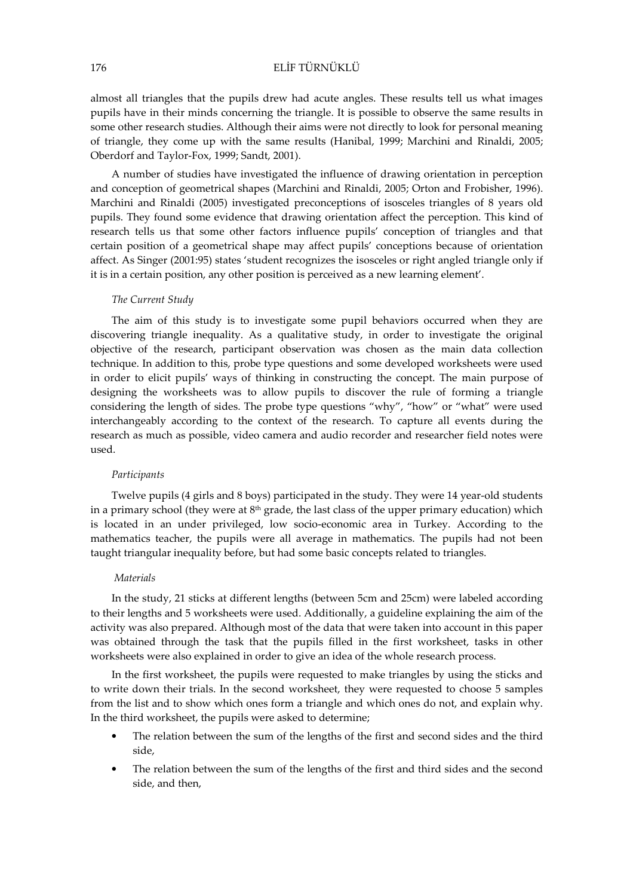almost all triangles that the pupils drew had acute angles. These results tell us what images pupils have in their minds concerning the triangle. It is possible to observe the same results in some other research studies. Although their aims were not directly to look for personal meaning of triangle, they come up with the same results (Hanibal, 1999; Marchini and Rinaldi, 2005; Oberdorf and Taylor-Fox, 1999; Sandt, 2001).

A number of studies have investigated the influence of drawing orientation in perception and conception of geometrical shapes (Marchini and Rinaldi, 2005; Orton and Frobisher, 1996). Marchini and Rinaldi (2005) investigated preconceptions of isosceles triangles of 8 years old pupils. They found some evidence that drawing orientation affect the perception. This kind of research tells us that some other factors influence pupils' conception of triangles and that certain position of a geometrical shape may affect pupils' conceptions because of orientation affect. As Singer (2001:95) states 'student recognizes the isosceles or right angled triangle only if it is in a certain position, any other position is perceived as a new learning element'.

*The Current Study*

The aim of this study is to investigate some pupil behaviors occurred when they are discovering triangle inequality. As a qualitative study, in order to investigate the original objective of the research, participant observation was chosen as the main data collection technique. In addition to this, probe type questions and some developed worksheets were used in order to elicit pupils' ways of thinking in constructing the concept. The main purpose of designing the worksheets was to allow pupils to discover the rule of forming a triangle considering the length of sides. The probe type questions "why", "how" or "what" were used interchangeably according to the context of the research. To capture all events during the research as much as possible, video camera and audio recorder and researcher field notes were used.

*Participants*

Twelve pupils (4 girls and 8 boys) participated in the study. They were 14 year-old students in a primary school (they were at 8th grade, the last class of the upper primary education) which is located in an under privileged, low socio-economic area in Turkey. According to the mathematics teacher, the pupils were all average in mathematics. The pupils had not been taught triangular inequality before, but had some basic concepts related to triangles.

*Materials*

In the study, 21 sticks at different lengths (between 5cm and 25cm) were labeled according to their lengths and 5 worksheets were used. Additionally, a guideline explaining the aim of the activity was also prepared. Although most of the data that were taken into account in this paper was obtained through the task that the pupils filled in the first worksheet, tasks in other worksheets were also explained in order to give an idea of the whole research process.

In the first worksheet, the pupils were requested to make triangles by using the sticks and to write down their trials. In the second worksheet, they were requested to choose 5 samples from the list and to show which ones form a triangle and which ones do not, and explain why. In the third worksheet, the pupils were asked to determine;

- The relation between the sum of the lengths of the first and second sides and the third side,
- The relation between the sum of the lengths of the first and third sides and the second side, and then,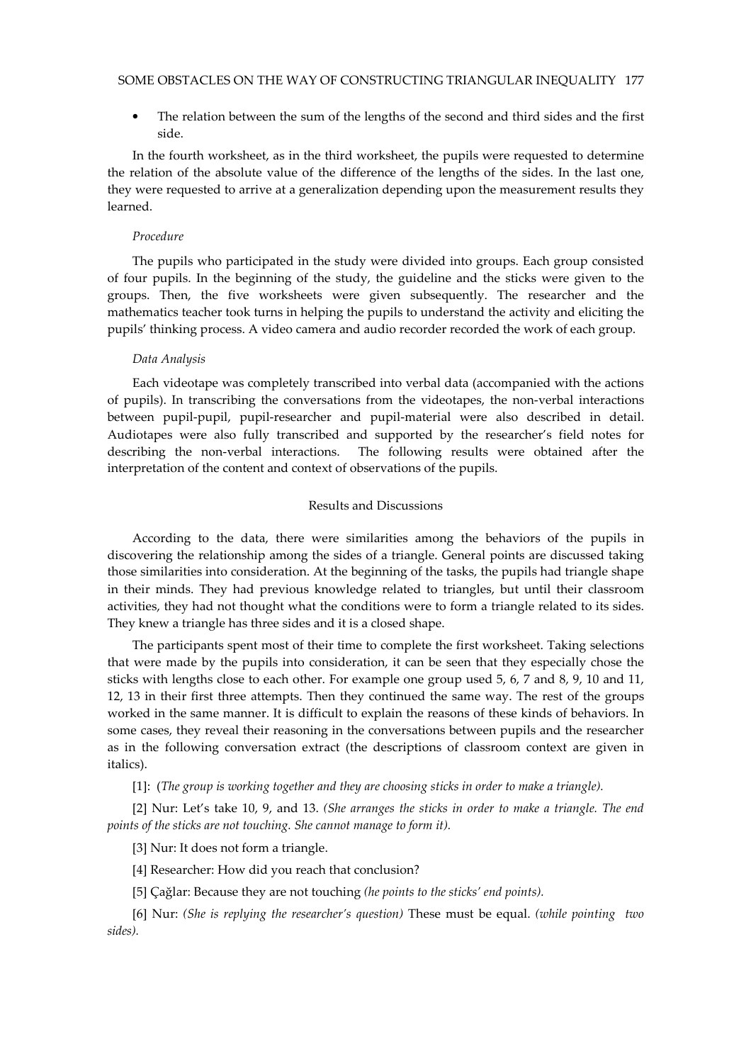- The relation between the sum of the lengths of the second and third sides and the first side.

In the fourth worksheet, as in the third worksheet, the pupils were requested to determine the relation of the absolute value of the difference of the lengths of the sides. In the last one, they were requested to arrive at a generalization depending upon the measurement results they learned.

*Procedure*

The pupils who participated in the study were divided into groups. Each group consisted of four pupils. In the beginning of the study, the guideline and the sticks were given to the groups. Then, the five worksheets were given subsequently. The researcher and the mathematics teacher took turns in helping the pupils to understand the activity and eliciting the pupils' thinking process. A video camera and audio recorder recorded the work of each group.

*Data Analysis*

Each videotape was completely transcribed into verbal data (accompanied with the actions of pupils). In transcribing the conversations from the videotapes, the non-verbal interactions between pupil-pupil, pupil-researcher and pupil-material were also described in detail. Audiotapes were also fully transcribed and supported by the researcher's field notes for describing the non-verbal interactions. The following results were obtained after the interpretation of the content and context of observations of the pupils.

## Results and Discussions

According to the data, there were similarities among the behaviors of the pupils in discovering the relationship among the sides of a triangle. General points are discussed taking those similarities into consideration. At the beginning of the tasks, the pupils had triangle shape in their minds. They had previous knowledge related to triangles, but until their classroom activities, they had not thought what the conditions were to form a triangle related to its sides. They knew a triangle has three sides and it is a closed shape.

The participants spent most of their time to complete the first worksheet. Taking selections that were made by the pupils into consideration, it can be seen that they especially chose the sticks with lengths close to each other. For example one group used 5, 6, 7 and 8, 9, 10 and 11, 12, 13 in their first three attempts. Then they continued the same way. The rest of the groups worked in the same manner. It is difficult to explain the reasons of these kinds of behaviors. In some cases, they reveal their reasoning in the conversations between pupils and the researcher as in the following conversation extract (the descriptions of classroom context are given in italics).

[1]: (*The group is working together and they are choosing sticks in order to make a triangle).*

[2] Nur: Let's take 10, 9, and 13. *(She arranges the sticks in order to make a triangle. The end points of the sticks are not touching. She cannot manage to form it).*

[3] Nur: It does not form a triangle.

[4] Researcher: How did you reach that conclusion?

[5] Çağlar: Because they are not touching *(he points to the sticks' end points).*

[6] Nur: *(She is replying the researcher's question)* These must be equal. *(while pointing two sides).*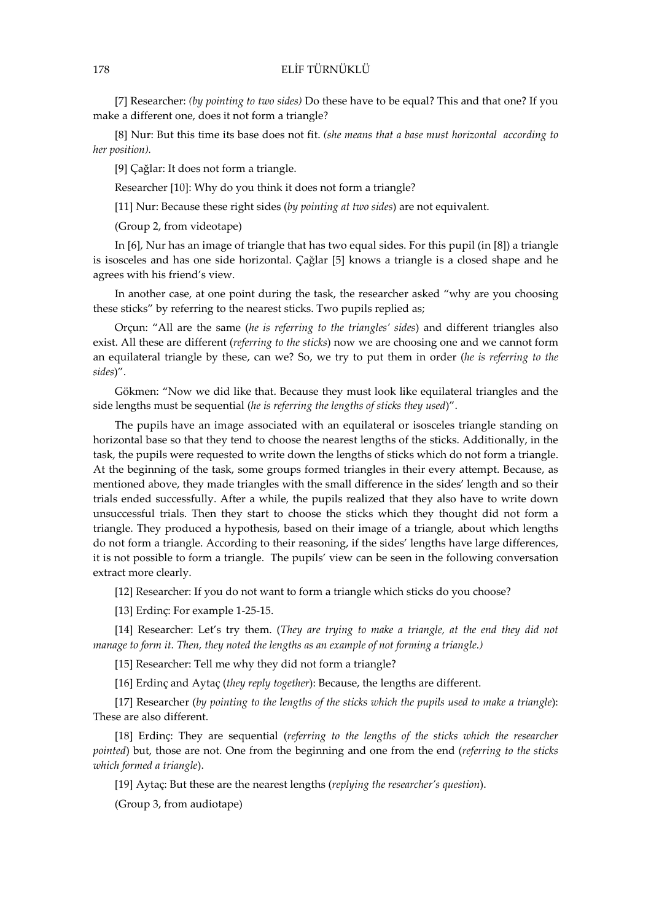[7] Researcher: *(by pointing to two sides)* Do these have to be equal? This and that one? If you make a different one, does it not form a triangle?

[8] Nur: But this time its base does not fit. *(she means that a base must horizontal according to her position).*

[9] Çağlar: It does not form a triangle.

Researcher [10]: Why do you think it does not form a triangle?

[11] Nur: Because these right sides (*by pointing at two sides*) are not equivalent.

(Group 2, from videotape)

In [6], Nur has an image of triangle that has two equal sides. For this pupil (in [8]) a triangle is isosceles and has one side horizontal. Çağlar [5] knows a triangle is a closed shape and he agrees with his friend's view.

In another case, at one point during the task, the researcher asked "why are you choosing these sticks" by referring to the nearest sticks. Two pupils replied as;

Orçun: "All are the same (*he is referring to the triangles' sides*) and different triangles also exist. All these are different (*referring to the sticks*) now we are choosing one and we cannot form an equilateral triangle by these, can we? So, we try to put them in order (*he is referring to the sides*)".

Gökmen: "Now we did like that. Because they must look like equilateral triangles and the side lengths must be sequential (*he is referring the lengths of sticks they used*)".

The pupils have an image associated with an equilateral or isosceles triangle standing on horizontal base so that they tend to choose the nearest lengths of the sticks. Additionally, in the task, the pupils were requested to write down the lengths of sticks which do not form a triangle. At the beginning of the task, some groups formed triangles in their every attempt. Because, as mentioned above, they made triangles with the small difference in the sides' length and so their trials ended successfully. After a while, the pupils realized that they also have to write down unsuccessful trials. Then they start to choose the sticks which they thought did not form a triangle. They produced a hypothesis, based on their image of a triangle, about which lengths do not form a triangle. According to their reasoning, if the sides' lengths have large differences, it is not possible to form a triangle. The pupils' view can be seen in the following conversation extract more clearly.

[12] Researcher: If you do not want to form a triangle which sticks do you choose?

[13] Erdinç: For example 1-25-15.

[14] Researcher: Let's try them. (*They are trying to make a triangle, at the end they did not manage to form it. Then, they noted the lengths as an example of not forming a triangle.*)

[15] Researcher: Tell me why they did not form a triangle?

[16] Erdinç and Aytaç (*they reply together*): Because, the lengths are different.

[17] Researcher (*by pointing to the lengths of the sticks which the pupils used to make a triangle*): These are also different.

[18] Erdinç: They are sequential (*referring to the lengths of the sticks which the researcher pointed*) but, those are not. One from the beginning and one from the end (*referring to the sticks which formed a triangle*).

[19] Aytaç: But these are the nearest lengths (*replying the researcher's question*).

(Group 3, from audiotape)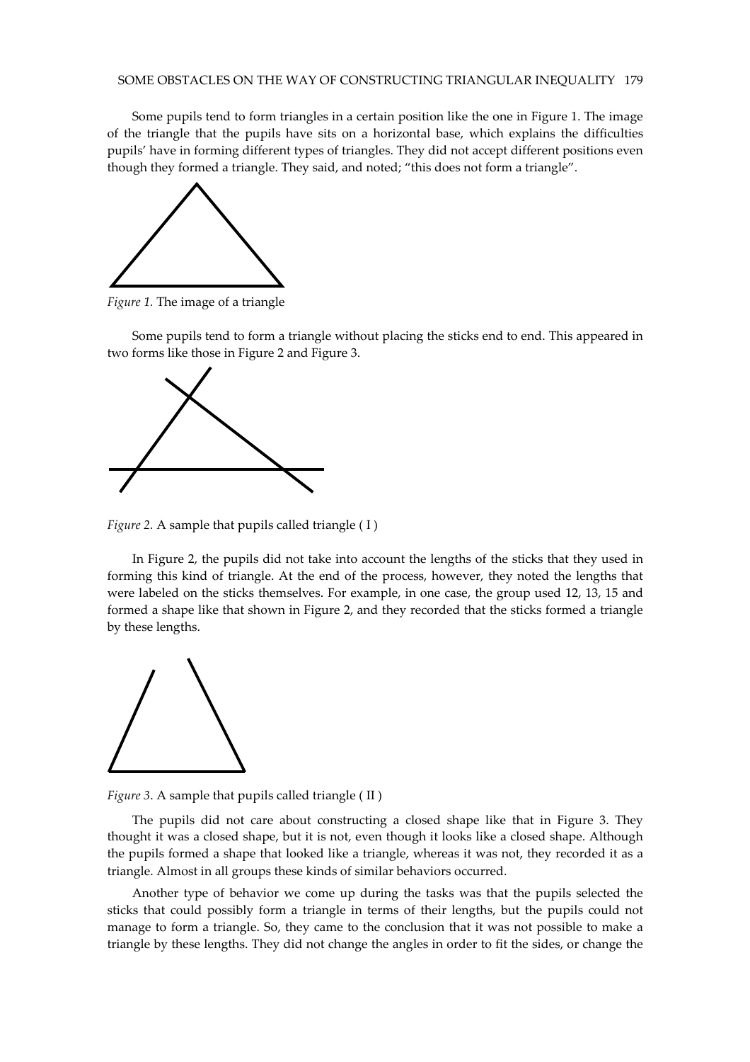Some pupils tend to form triangles in a certain position like the one in Figure 1. The image of the triangle that the pupils have sits on a horizontal base, which explains the difficulties pupils' have in forming different types of triangles. They did not accept different positions even though they formed a triangle. They said, and noted; "this does not form a triangle".

*Figure 1.* The image of a triangle

Some pupils tend to form a triangle without placing the sticks end to end. This appeared in two forms like those in Figure 2 and Figure 3.

*Figure 2.* A sample that pupils called triangle ( I )

In Figure 2, the pupils did not take into account the lengths of the sticks that they used in forming this kind of triangle. At the end of the process, however, they noted the lengths that were labeled on the sticks themselves. For example, in one case, the group used 12, 13, 15 and formed a shape like that shown in Figure 2, and they recorded that the sticks formed a triangle by these lengths.

*Figure 3.* A sample that pupils called triangle ( II )

The pupils did not care about constructing a closed shape like that in Figure 3. They thought it was a closed shape, but it is not, even though it looks like a closed shape. Although the pupils formed a shape that looked like a triangle, whereas it was not, they recorded it as a triangle. Almost in all groups these kinds of similar behaviors occurred.

Another type of behavior we come up during the tasks was that the pupils selected the sticks that could possibly form a triangle in terms of their lengths, but the pupils could not manage to form a triangle. So, they came to the conclusion that it was not possible to make a triangle by these lengths. They did not change the angles in order to fit the sides, or change the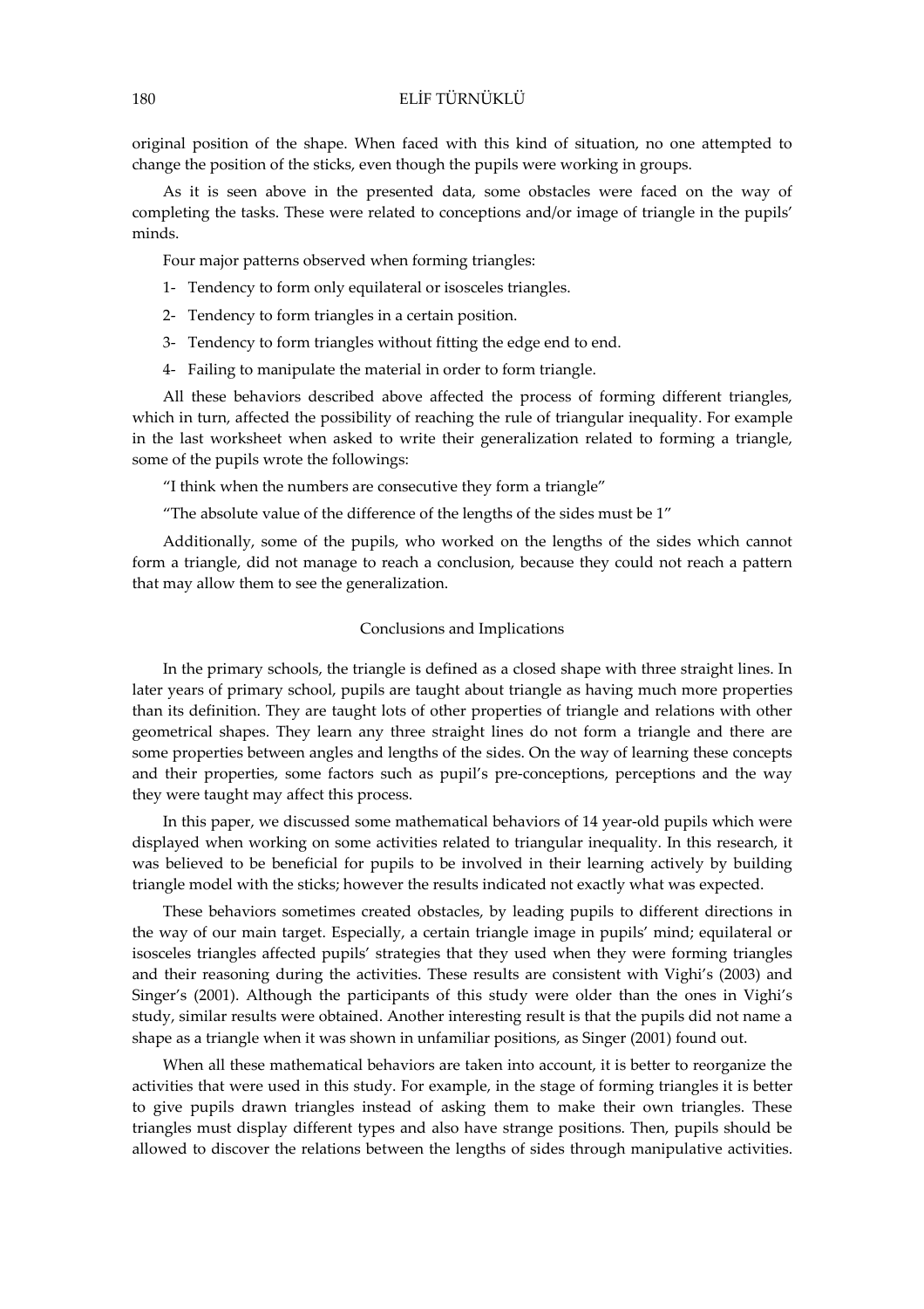original position of the shape. When faced with this kind of situation, no one attempted to change the position of the sticks, even though the pupils were working in groups.

As it is seen above in the presented data, some obstacles were faced on the way of completing the tasks. These were related to conceptions and/or image of triangle in the pupils' minds.

Four major patterns observed when forming triangles:

1- Tendency to form only equilateral or isosceles triangles.
2- Tendency to form triangles in a certain position.
3- Tendency to form triangles without fitting the edge end to end.
4- Failing to manipulate the material in order to form triangle.

All these behaviors described above affected the process of forming different triangles, which in turn, affected the possibility of reaching the rule of triangular inequality. For example in the last worksheet when asked to write their generalization related to forming a triangle, some of the pupils wrote the followings:

"I think when the numbers are consecutive they form a triangle"

"The absolute value of the difference of the lengths of the sides must be 1"

Additionally, some of the pupils, who worked on the lengths of the sides which cannot form a triangle, did not manage to reach a conclusion, because they could not reach a pattern that may allow them to see the generalization.

## Conclusions and Implications

In the primary schools, the triangle is defined as a closed shape with three straight lines. In later years of primary school, pupils are taught about triangle as having much more properties than its definition. They are taught lots of other properties of triangle and relations with other geometrical shapes. They learn any three straight lines do not form a triangle and there are some properties between angles and lengths of the sides. On the way of learning these concepts and their properties, some factors such as pupil's pre-conceptions, perceptions and the way they were taught may affect this process.

In this paper, we discussed some mathematical behaviors of 14 year-old pupils which were displayed when working on some activities related to triangular inequality. In this research, it was believed to be beneficial for pupils to be involved in their learning actively by building triangle model with the sticks; however the results indicated not exactly what was expected.

These behaviors sometimes created obstacles, by leading pupils to different directions in the way of our main target. Especially, a certain triangle image in pupils' mind; equilateral or isosceles triangles affected pupils' strategies that they used when they were forming triangles and their reasoning during the activities. These results are consistent with Vighi's (2003) and Singer's (2001). Although the participants of this study were older than the ones in Vighi's study, similar results were obtained. Another interesting result is that the pupils did not name a shape as a triangle when it was shown in unfamiliar positions, as Singer (2001) found out.

When all these mathematical behaviors are taken into account, it is better to reorganize the activities that were used in this study. For example, in the stage of forming triangles it is better to give pupils drawn triangles instead of asking them to make their own triangles. These triangles must display different types and also have strange positions. Then, pupils should be allowed to discover the relations between the lengths of sides through manipulative activities.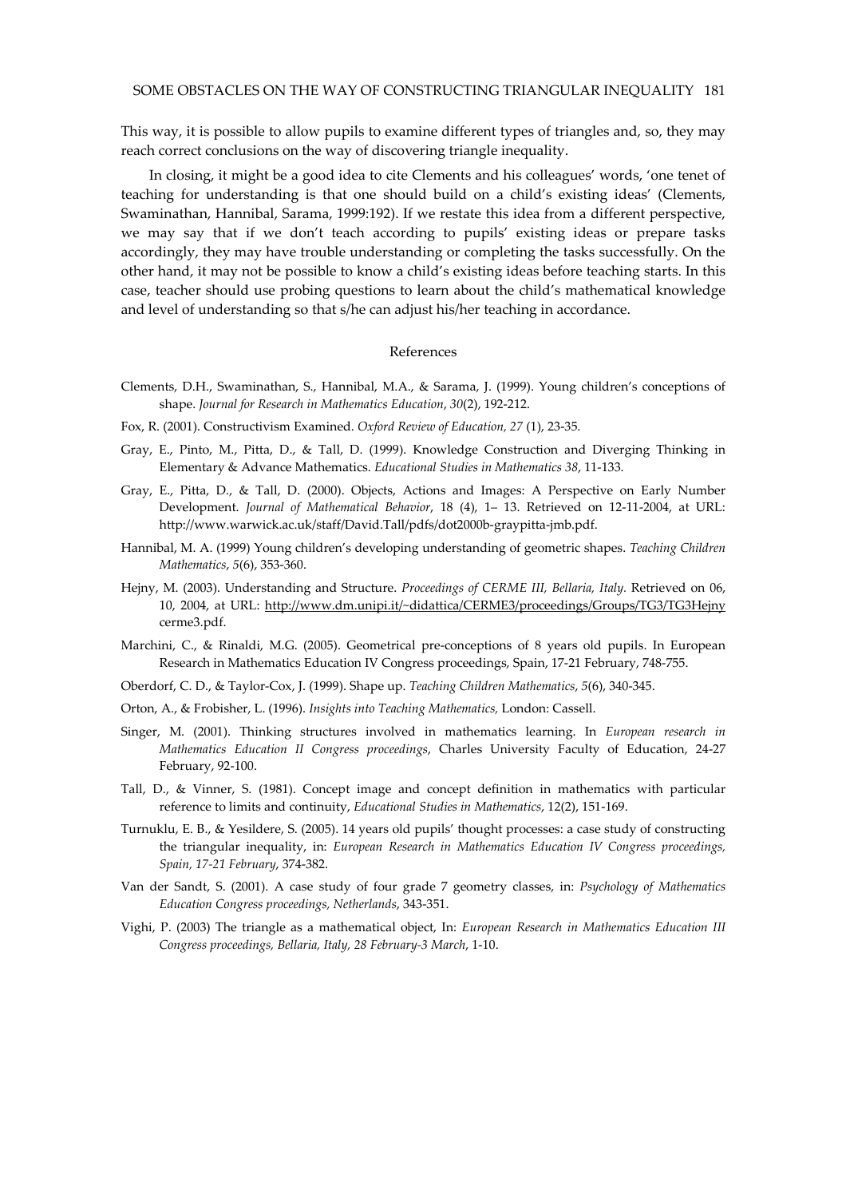This way, it is possible to allow pupils to examine different types of triangles and, so, they may reach correct conclusions on the way of discovering triangle inequality.

In closing, it might be a good idea to cite Clements and his colleagues' words, 'one tenet of teaching for understanding is that one should build on a child's existing ideas' (Clements, Swaminathan, Hannibal, Sarama, 1999:192). If we restate this idea from a different perspective, we may say that if we don't teach according to pupils' existing ideas or prepare tasks accordingly, they may have trouble understanding or completing the tasks successfully. On the other hand, it may not be possible to know a child's existing ideas before teaching starts. In this case, teacher should use probing questions to learn about the child's mathematical knowledge and level of understanding so that s/he can adjust his/her teaching in accordance.

## References

Clements, D.H., Swaminathan, S., Hannibal, M.A., & Sarama, J. (1999). Young children's conceptions of shape. *Journal for Research in Mathematics Education*, *30*(2), 192-212.

Fox, R. (2001). Constructivism Examined. *Oxford Review of Education, 27* (1), 23-35.

Gray, E., Pinto, M., Pitta, D., & Tall, D. (1999). Knowledge Construction and Diverging Thinking in Elementary & Advance Mathematics. *Educational Studies in Mathematics 38*, 11-133.

Gray, E., Pitta, D., & Tall, D. (2000). Objects, Actions and Images: A Perspective on Early Number Development. *Journal of Mathematical Behavior*, 18 (4), 1– 13. Retrieved on 12-11-2004, at URL: http://www.warwick.ac.uk/staff/David.Tall/pdfs/dot2000b-graypitta-jmb.pdf.

Hannibal, M. A. (1999) Young children's developing understanding of geometric shapes. *Teaching Children Mathematics*, *5*(6), 353-360.

Hejny, M. (2003). Understanding and Structure. *Proceedings of CERME III, Bellaria, Italy.* Retrieved on 06, 10, 2004, at URL: http://www.dm.unipi.it/~didattica/CERME3/proceedings/Groups/TG3/TG3Hejny cerme3.pdf.

Marchini, C., & Rinaldi, M.G. (2005). Geometrical pre-conceptions of 8 years old pupils. In European Research in Mathematics Education IV Congress proceedings, Spain, 17-21 February, 748-755.

Oberdorf, C. D., & Taylor-Cox, J. (1999). Shape up. *Teaching Children Mathematics*, *5*(6), 340-345.

Orton, A., & Frobisher, L. (1996). *Insights into Teaching Mathematics,* London: Cassell.

Singer, M. (2001). Thinking structures involved in mathematics learning. In *European research in Mathematics Education II Congress proceedings*, Charles University Faculty of Education, 24-27 February, 92-100.

Tall, D., & Vinner, S. (1981). Concept image and concept definition in mathematics with particular reference to limits and continuity, *Educational Studies in Mathematics*, 12(2), 151-169.

Turnuklu, E. B., & Yesildere, S. (2005). 14 years old pupils' thought processes: a case study of constructing the triangular inequality, in: *European Research in Mathematics Education IV Congress proceedings, Spain, 17-21 February*, 374-382.

Van der Sandt, S. (2001). A case study of four grade 7 geometry classes, in: *Psychology of Mathematics Education Congress proceedings, Netherlands*, 343-351.

Vighi, P. (2003) The triangle as a mathematical object, In: *European Research in Mathematics Education III Congress proceedings, Bellaria, Italy, 28 February-3 March*, 1-10.